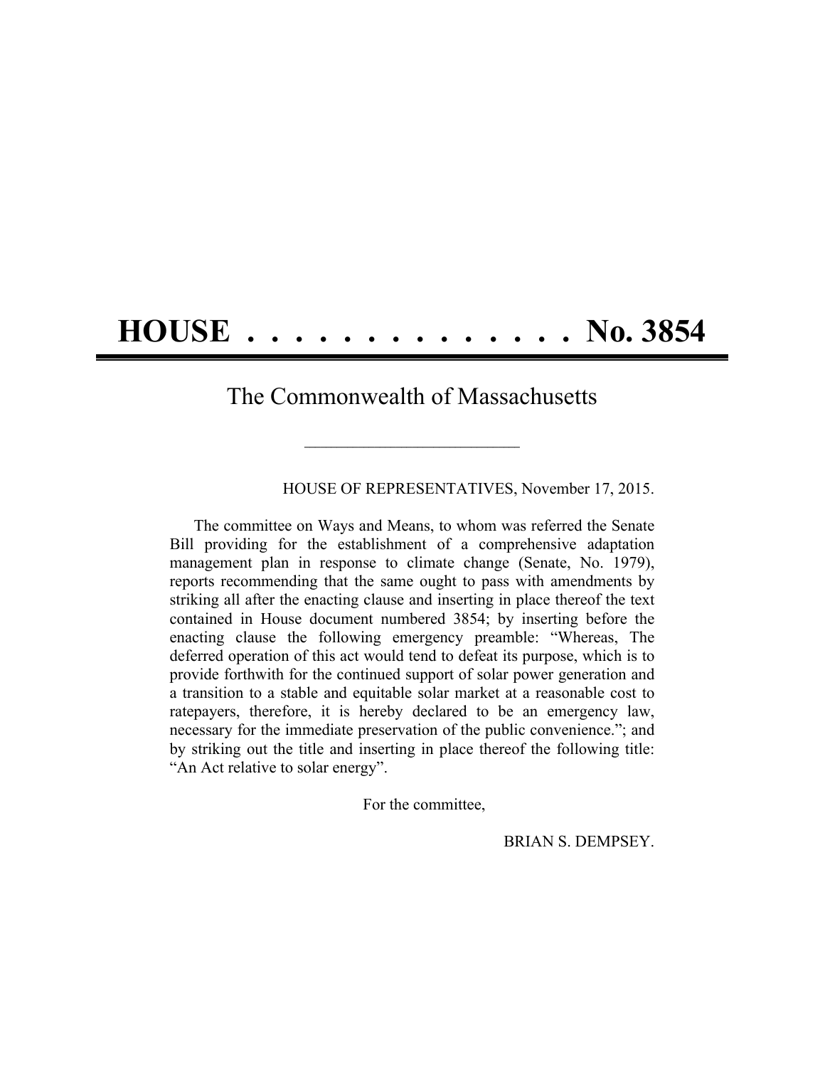# HOUSE . . . . . . . . . . . . . . No. 3854

## The Commonwealth of Massachusetts

HOUSE OF REPRESENTATIVES, November 17, 2015.

The committee on Ways and Means, to whom was referred the Senate Bill providing for the establishment of a comprehensive adaptation management plan in response to climate change (Senate, No. 1979), reports recommending that the same ought to pass with amendments by striking all after the enacting clause and inserting in place thereof the text contained in House document numbered 3854; by inserting before the enacting clause the following emergency preamble: "Whereas, The deferred operation of this act would tend to defeat its purpose, which is to provide forthwith for the continued support of solar power generation and a transition to a stable and equitable solar market at a reasonable cost to ratepayers, therefore, it is hereby declared to be an emergency law, necessary for the immediate preservation of the public convenience."; and by striking out the title and inserting in place thereof the following title: "An Act relative to solar energy".

For the committee,

BRIAN S. DEMPSEY.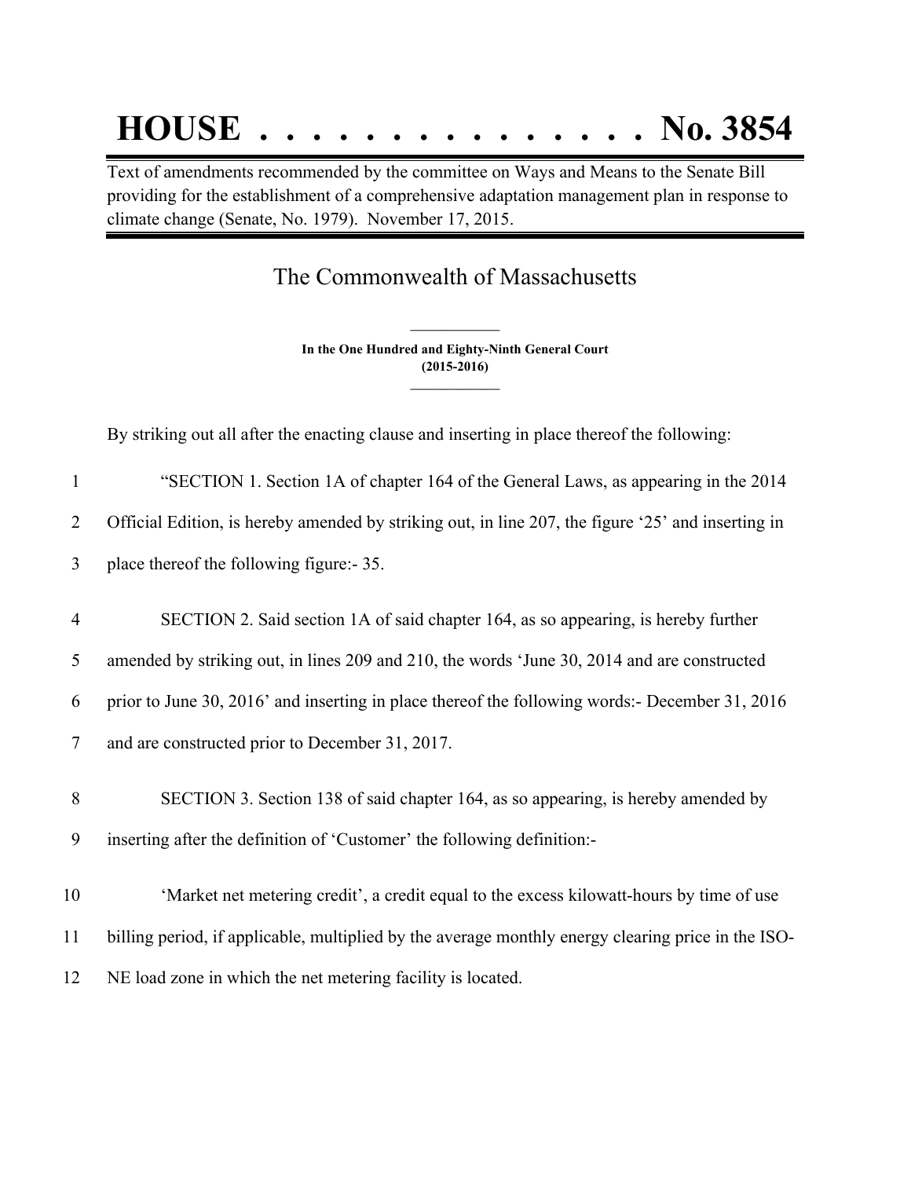# HOUSE . . . . . . . . . . . . . . . No. 3854

Text of amendments recommended by the committee on Ways and Means to the Senate Bill providing for the establishment of a comprehensive adaptation management plan in response to climate change (Senate, No. 1979). November 17, 2015.

## The Commonwealth of Massachusetts

**In the One Hundred and Eighty-Ninth General Court**
**(2015-2016)**

By striking out all after the enacting clause and inserting in place thereof the following:

1 "SECTION 1. Section 1A of chapter 164 of the General Laws, as appearing in the 2014
2 Official Edition, is hereby amended by striking out, in line 207, the figure '25' and inserting in
3 place thereof the following figure:- 35.

4 SECTION 2. Said section 1A of said chapter 164, as so appearing, is hereby further
5 amended by striking out, in lines 209 and 210, the words 'June 30, 2014 and are constructed
6 prior to June 30, 2016' and inserting in place thereof the following words:- December 31, 2016
7 and are constructed prior to December 31, 2017.

8 SECTION 3. Section 138 of said chapter 164, as so appearing, is hereby amended by
9 inserting after the definition of 'Customer' the following definition:-

10 'Market net metering credit', a credit equal to the excess kilowatt-hours by time of use
11 billing period, if applicable, multiplied by the average monthly energy clearing price in the ISO-
12 NE load zone in which the net metering facility is located.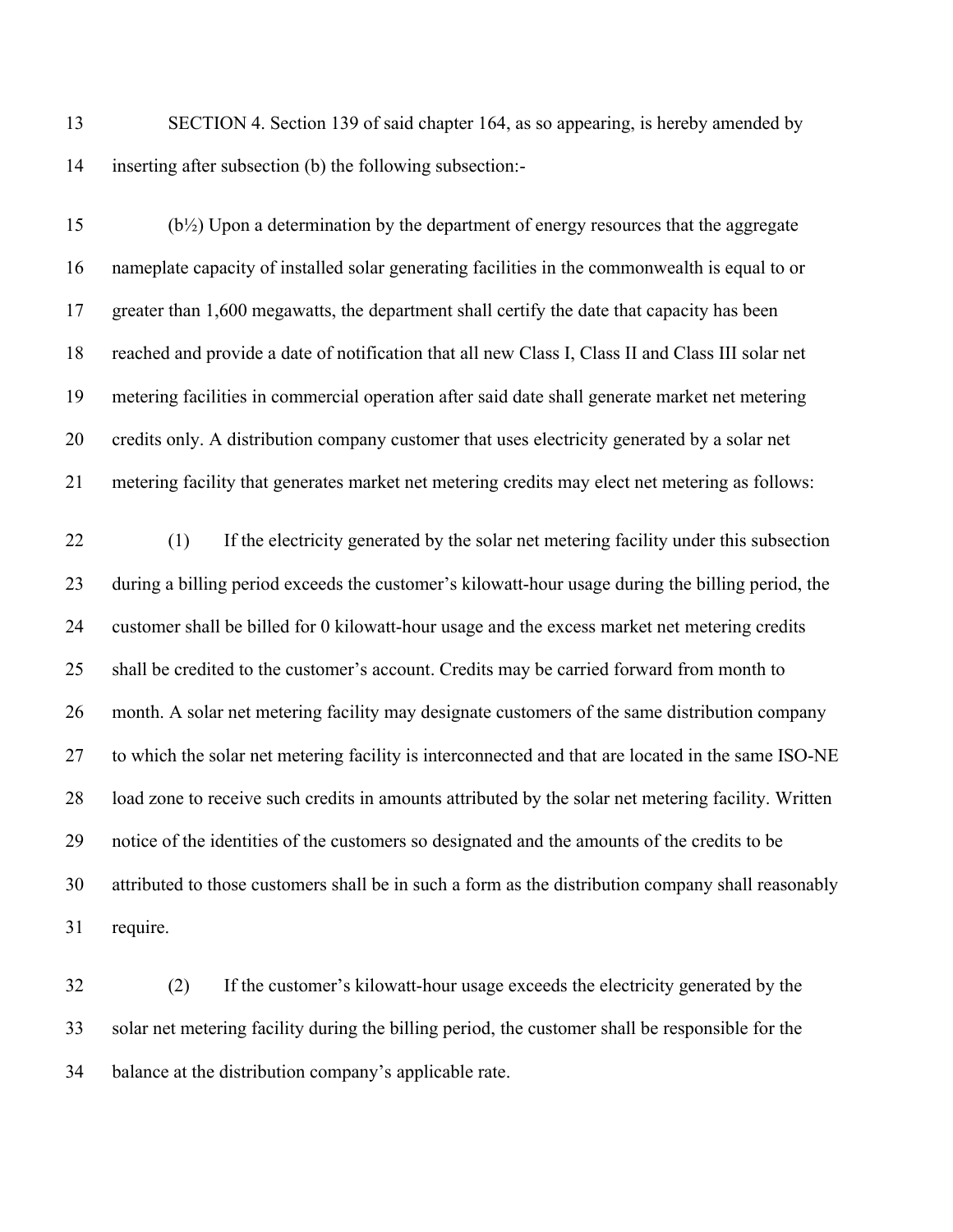SECTION 4. Section 139 of said chapter 164, as so appearing, is hereby amended by inserting after subsection (b) the following subsection:-

(b½) Upon a determination by the department of energy resources that the aggregate nameplate capacity of installed solar generating facilities in the commonwealth is equal to or greater than 1,600 megawatts, the department shall certify the date that capacity has been reached and provide a date of notification that all new Class I, Class II and Class III solar net metering facilities in commercial operation after said date shall generate market net metering credits only. A distribution company customer that uses electricity generated by a solar net metering facility that generates market net metering credits may elect net metering as follows:

(1) If the electricity generated by the solar net metering facility under this subsection during a billing period exceeds the customer's kilowatt-hour usage during the billing period, the customer shall be billed for 0 kilowatt-hour usage and the excess market net metering credits shall be credited to the customer's account. Credits may be carried forward from month to month. A solar net metering facility may designate customers of the same distribution company to which the solar net metering facility is interconnected and that are located in the same ISO-NE load zone to receive such credits in amounts attributed by the solar net metering facility. Written notice of the identities of the customers so designated and the amounts of the credits to be attributed to those customers shall be in such a form as the distribution company shall reasonably require.

(2) If the customer's kilowatt-hour usage exceeds the electricity generated by the solar net metering facility during the billing period, the customer shall be responsible for the balance at the distribution company's applicable rate.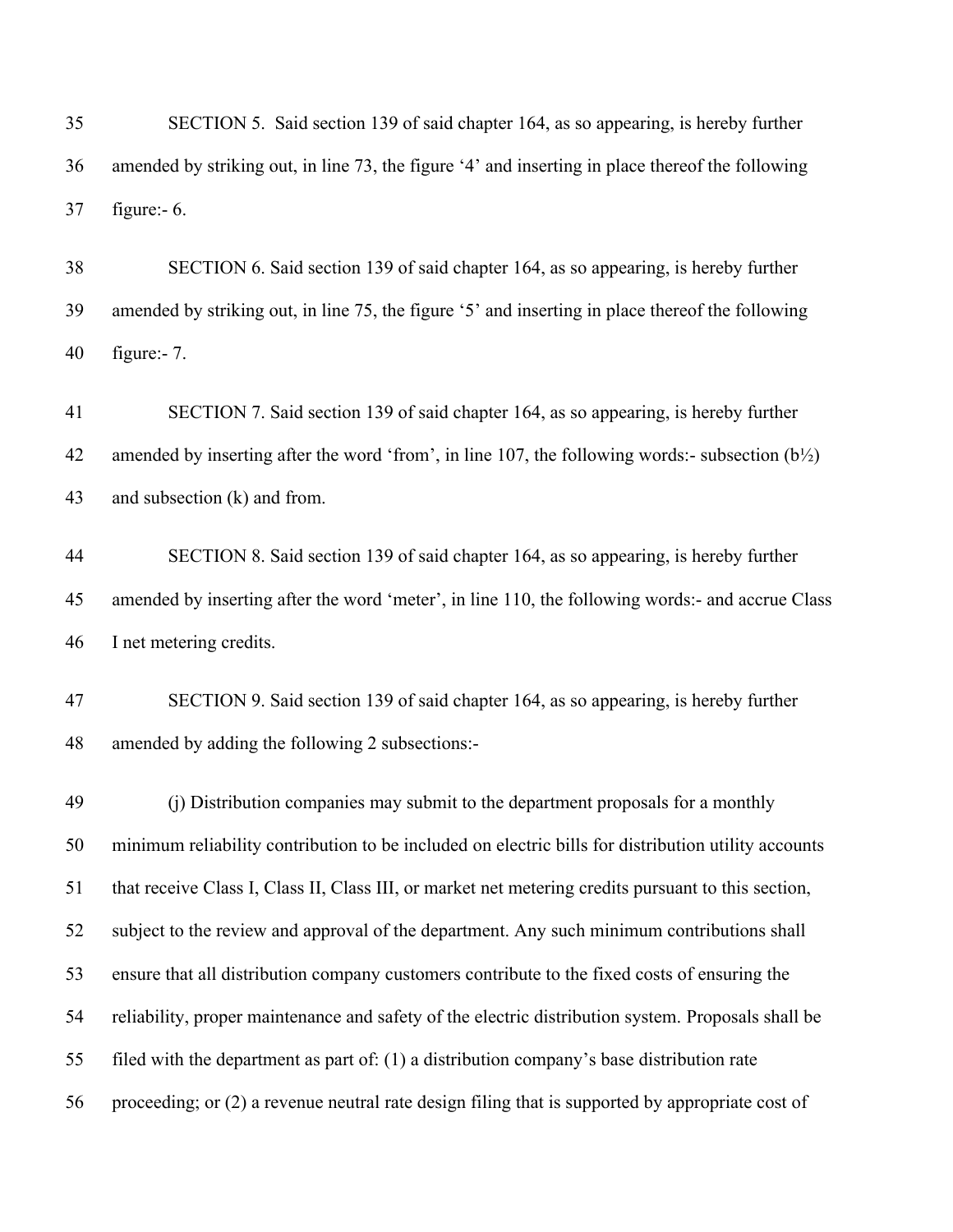SECTION 5. Said section 139 of said chapter 164, as so appearing, is hereby further amended by striking out, in line 73, the figure '4' and inserting in place thereof the following figure:- 6.

SECTION 6. Said section 139 of said chapter 164, as so appearing, is hereby further amended by striking out, in line 75, the figure '5' and inserting in place thereof the following figure:- 7.

SECTION 7. Said section 139 of said chapter 164, as so appearing, is hereby further amended by inserting after the word 'from', in line 107, the following words:- subsection (b½) and subsection (k) and from.

SECTION 8. Said section 139 of said chapter 164, as so appearing, is hereby further amended by inserting after the word 'meter', in line 110, the following words:- and accrue Class I net metering credits.

SECTION 9. Said section 139 of said chapter 164, as so appearing, is hereby further amended by adding the following 2 subsections:-

(j) Distribution companies may submit to the department proposals for a monthly minimum reliability contribution to be included on electric bills for distribution utility accounts that receive Class I, Class II, Class III, or market net metering credits pursuant to this section, subject to the review and approval of the department. Any such minimum contributions shall ensure that all distribution company customers contribute to the fixed costs of ensuring the reliability, proper maintenance and safety of the electric distribution system. Proposals shall be filed with the department as part of: (1) a distribution company's base distribution rate proceeding; or (2) a revenue neutral rate design filing that is supported by appropriate cost of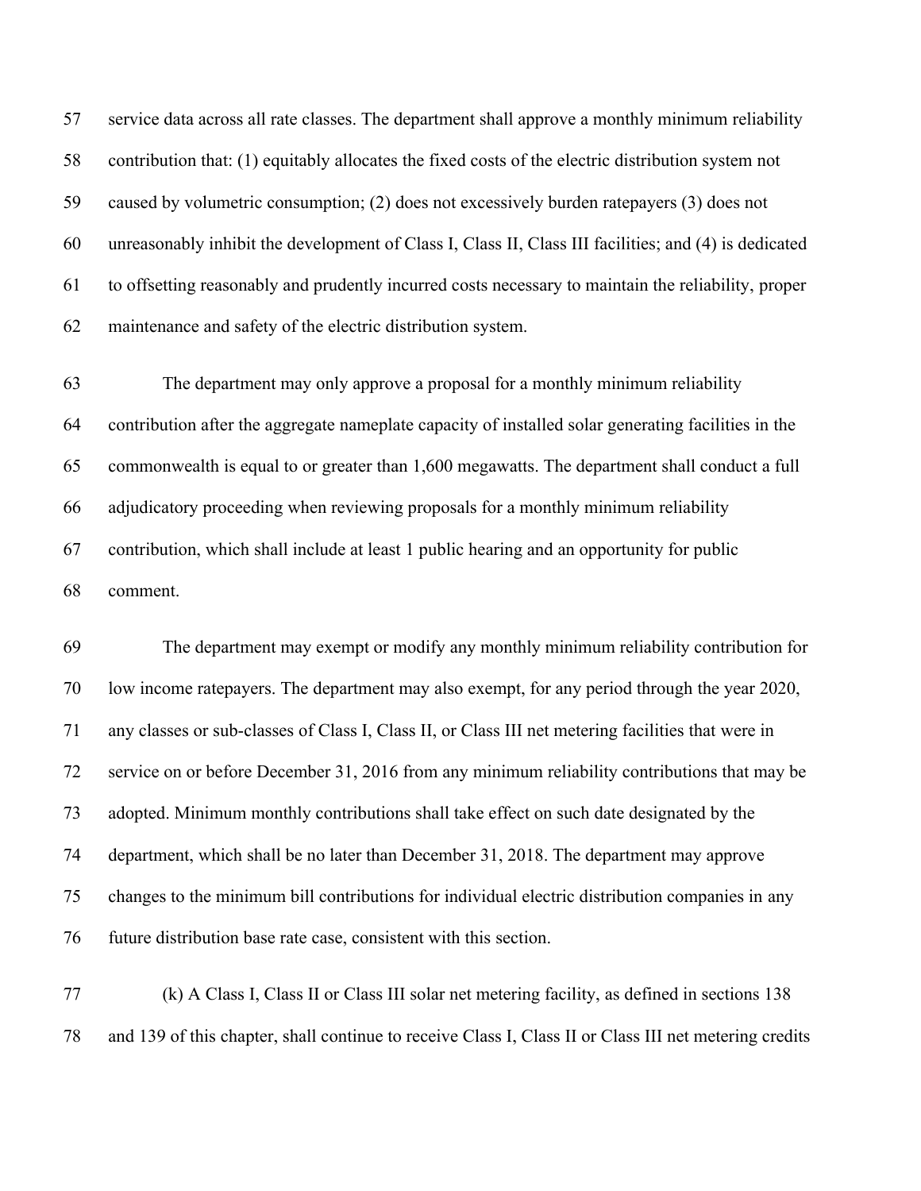service data across all rate classes. The department shall approve a monthly minimum reliability contribution that: (1) equitably allocates the fixed costs of the electric distribution system not caused by volumetric consumption; (2) does not excessively burden ratepayers (3) does not unreasonably inhibit the development of Class I, Class II, Class III facilities; and (4) is dedicated to offsetting reasonably and prudently incurred costs necessary to maintain the reliability, proper maintenance and safety of the electric distribution system.

The department may only approve a proposal for a monthly minimum reliability contribution after the aggregate nameplate capacity of installed solar generating facilities in the commonwealth is equal to or greater than 1,600 megawatts. The department shall conduct a full adjudicatory proceeding when reviewing proposals for a monthly minimum reliability contribution, which shall include at least 1 public hearing and an opportunity for public comment.

The department may exempt or modify any monthly minimum reliability contribution for low income ratepayers. The department may also exempt, for any period through the year 2020, any classes or sub-classes of Class I, Class II, or Class III net metering facilities that were in service on or before December 31, 2016 from any minimum reliability contributions that may be adopted. Minimum monthly contributions shall take effect on such date designated by the department, which shall be no later than December 31, 2018. The department may approve changes to the minimum bill contributions for individual electric distribution companies in any future distribution base rate case, consistent with this section.

(k) A Class I, Class II or Class III solar net metering facility, as defined in sections 138 and 139 of this chapter, shall continue to receive Class I, Class II or Class III net metering credits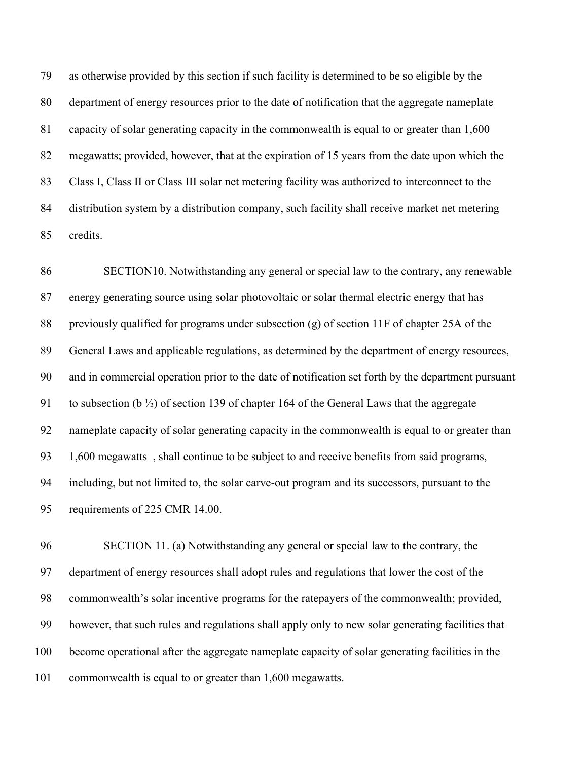as otherwise provided by this section if such facility is determined to be so eligible by the department of energy resources prior to the date of notification that the aggregate nameplate capacity of solar generating capacity in the commonwealth is equal to or greater than 1,600 megawatts; provided, however, that at the expiration of 15 years from the date upon which the Class I, Class II or Class III solar net metering facility was authorized to interconnect to the distribution system by a distribution company, such facility shall receive market net metering credits.

SECTION10. Notwithstanding any general or special law to the contrary, any renewable energy generating source using solar photovoltaic or solar thermal electric energy that has previously qualified for programs under subsection (g) of section 11F of chapter 25A of the General Laws and applicable regulations, as determined by the department of energy resources, and in commercial operation prior to the date of notification set forth by the department pursuant to subsection (b ½) of section 139 of chapter 164 of the General Laws that the aggregate nameplate capacity of solar generating capacity in the commonwealth is equal to or greater than 1,600 megawatts , shall continue to be subject to and receive benefits from said programs, including, but not limited to, the solar carve-out program and its successors, pursuant to the requirements of 225 CMR 14.00.

SECTION 11. (a) Notwithstanding any general or special law to the contrary, the department of energy resources shall adopt rules and regulations that lower the cost of the commonwealth's solar incentive programs for the ratepayers of the commonwealth; provided, however, that such rules and regulations shall apply only to new solar generating facilities that become operational after the aggregate nameplate capacity of solar generating facilities in the commonwealth is equal to or greater than 1,600 megawatts.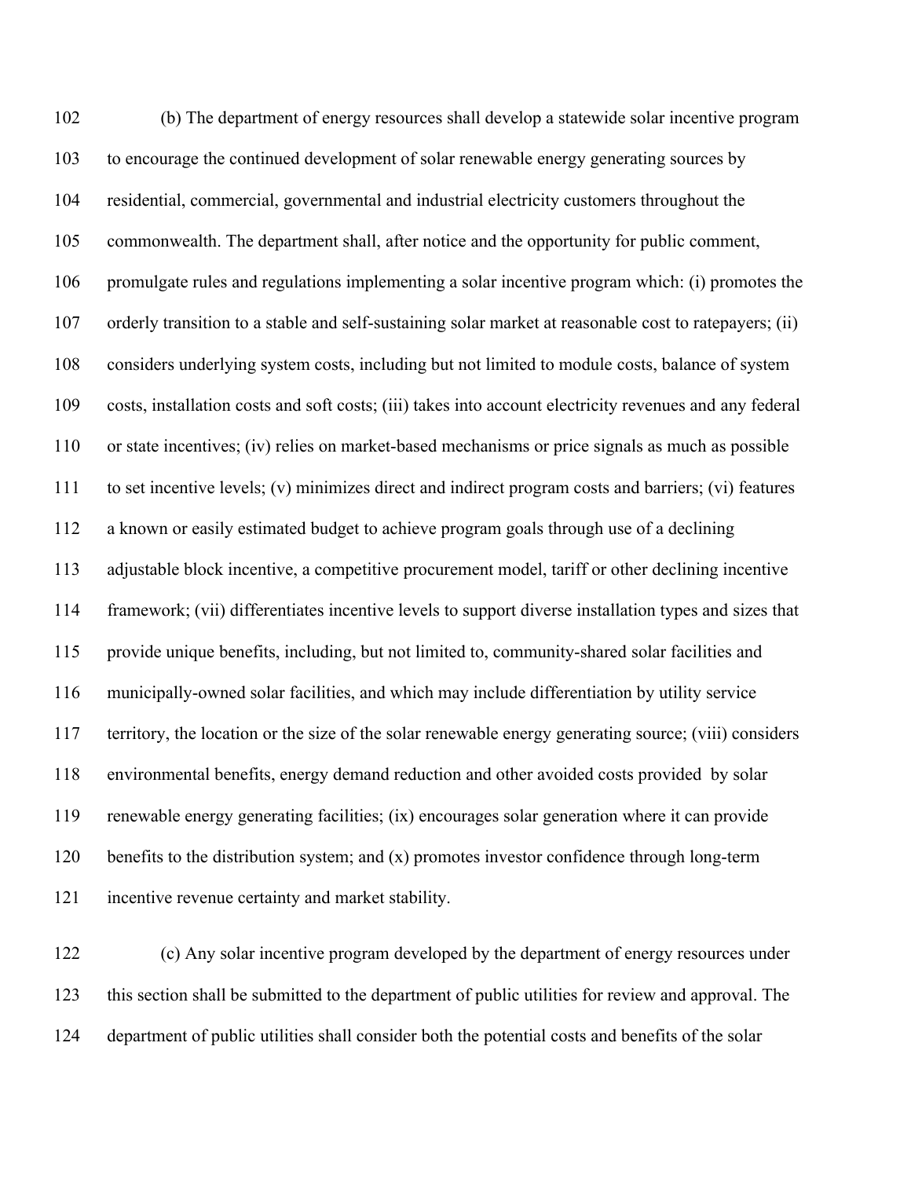(b) The department of energy resources shall develop a statewide solar incentive program to encourage the continued development of solar renewable energy generating sources by residential, commercial, governmental and industrial electricity customers throughout the commonwealth. The department shall, after notice and the opportunity for public comment, promulgate rules and regulations implementing a solar incentive program which: (i) promotes the orderly transition to a stable and self-sustaining solar market at reasonable cost to ratepayers; (ii) considers underlying system costs, including but not limited to module costs, balance of system costs, installation costs and soft costs; (iii) takes into account electricity revenues and any federal or state incentives; (iv) relies on market-based mechanisms or price signals as much as possible to set incentive levels; (v) minimizes direct and indirect program costs and barriers; (vi) features a known or easily estimated budget to achieve program goals through use of a declining adjustable block incentive, a competitive procurement model, tariff or other declining incentive framework; (vii) differentiates incentive levels to support diverse installation types and sizes that provide unique benefits, including, but not limited to, community-shared solar facilities and municipally-owned solar facilities, and which may include differentiation by utility service territory, the location or the size of the solar renewable energy generating source; (viii) considers environmental benefits, energy demand reduction and other avoided costs provided by solar renewable energy generating facilities; (ix) encourages solar generation where it can provide benefits to the distribution system; and (x) promotes investor confidence through long-term incentive revenue certainty and market stability.

(c) Any solar incentive program developed by the department of energy resources under this section shall be submitted to the department of public utilities for review and approval. The department of public utilities shall consider both the potential costs and benefits of the solar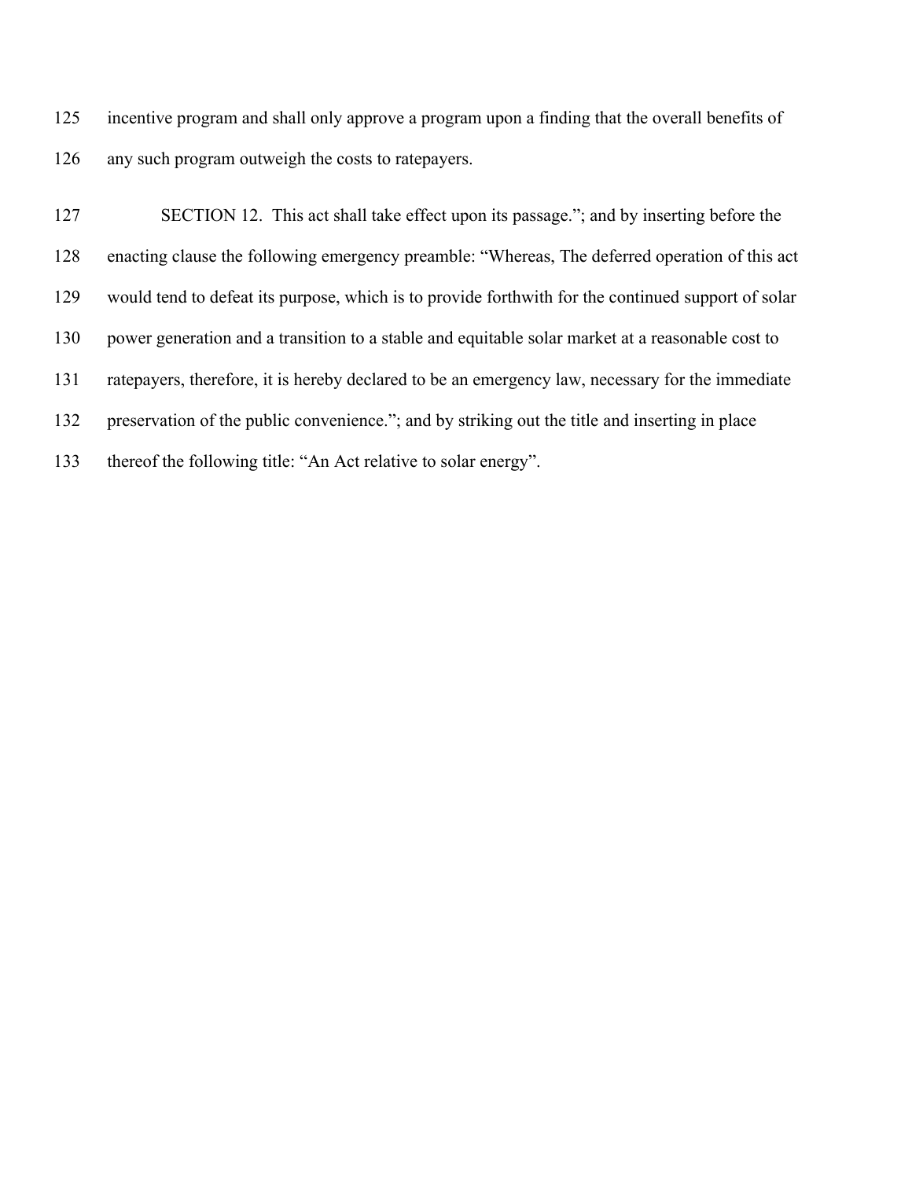125 incentive program and shall only approve a program upon a finding that the overall benefits of
126 any such program outweigh the costs to ratepayers.

127 SECTION 12. This act shall take effect upon its passage."; and by inserting before the
128 enacting clause the following emergency preamble: "Whereas, The deferred operation of this act
129 would tend to defeat its purpose, which is to provide forthwith for the continued support of solar
130 power generation and a transition to a stable and equitable solar market at a reasonable cost to
131 ratepayers, therefore, it is hereby declared to be an emergency law, necessary for the immediate
132 preservation of the public convenience."; and by striking out the title and inserting in place
133 thereof the following title: "An Act relative to solar energy".